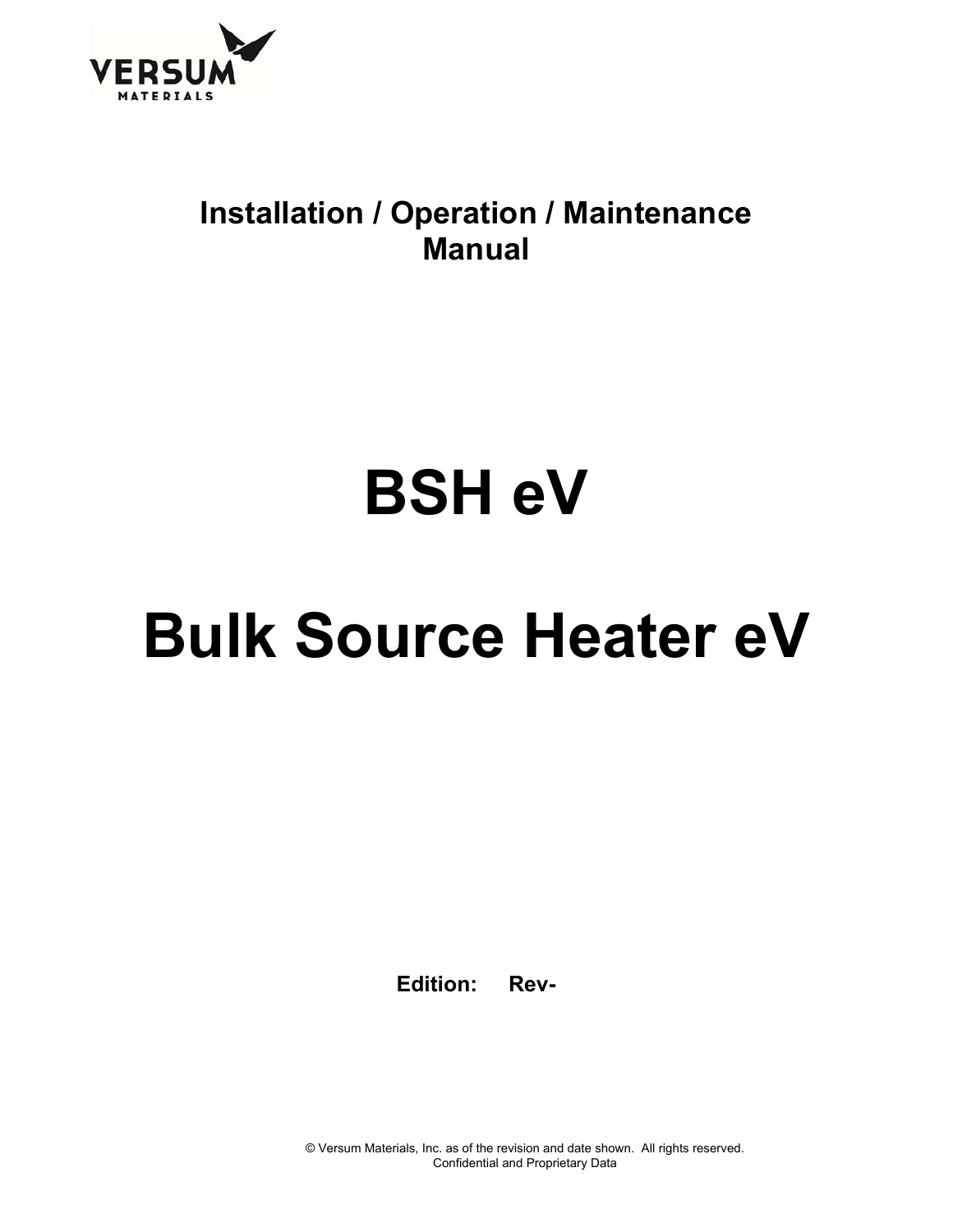VERSUM MATERIALS

# Installation / Operation / Maintenance Manual

# BSH eV

# Bulk Source Heater eV

**Edition: Rev-**

© Versum Materials, Inc. as of the revision and date shown. All rights reserved.
Confidential and Proprietary Data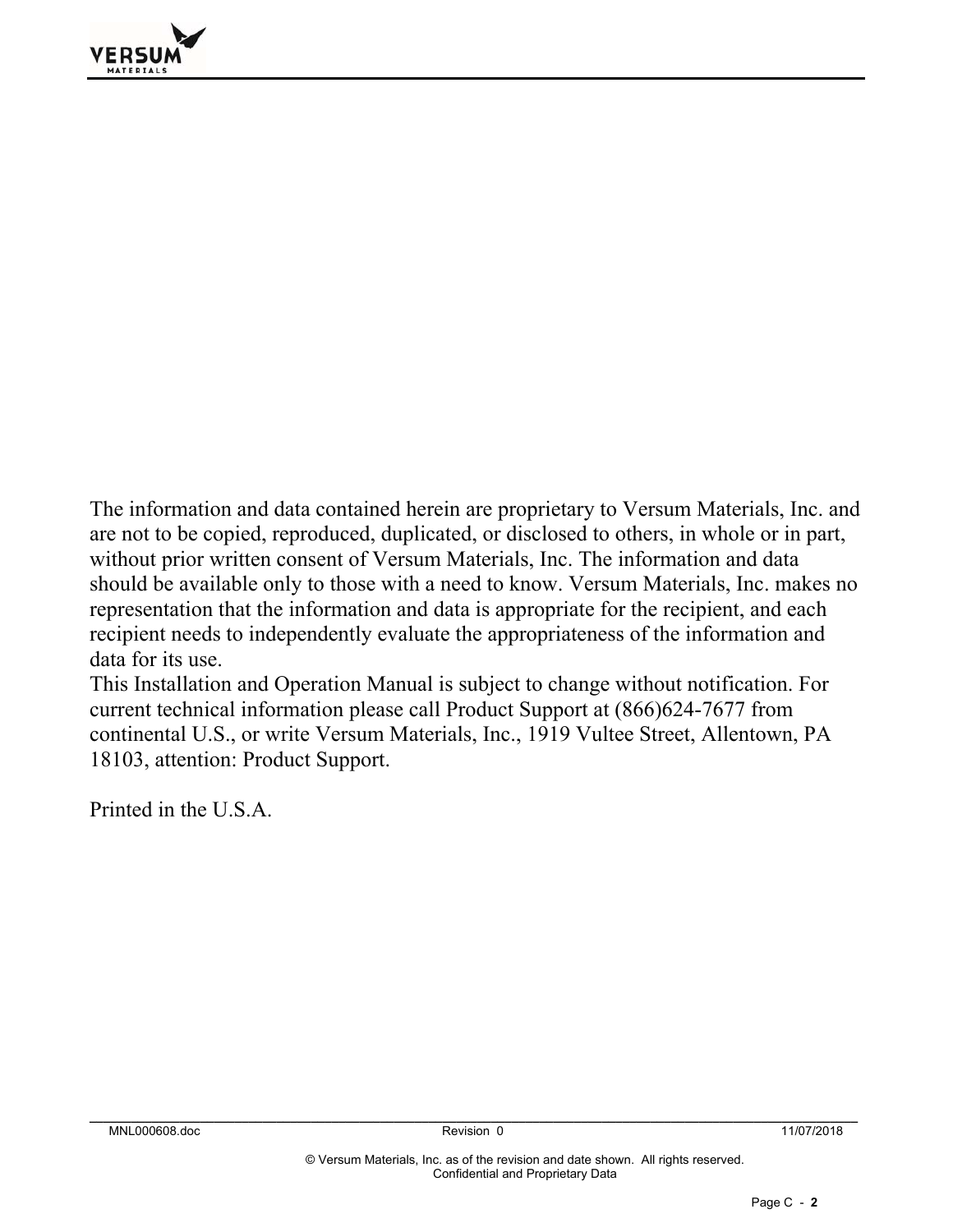The information and data contained herein are proprietary to Versum Materials, Inc. and are not to be copied, reproduced, duplicated, or disclosed to others, in whole or in part, without prior written consent of Versum Materials, Inc. The information and data should be available only to those with a need to know. Versum Materials, Inc. makes no representation that the information and data is appropriate for the recipient, and each recipient needs to independently evaluate the appropriateness of the information and data for its use.

This Installation and Operation Manual is subject to change without notification. For current technical information please call Product Support at (866)624-7677 from continental U.S., or write Versum Materials, Inc., 1919 Vultee Street, Allentown, PA 18103, attention: Product Support.

Printed in the U.S.A.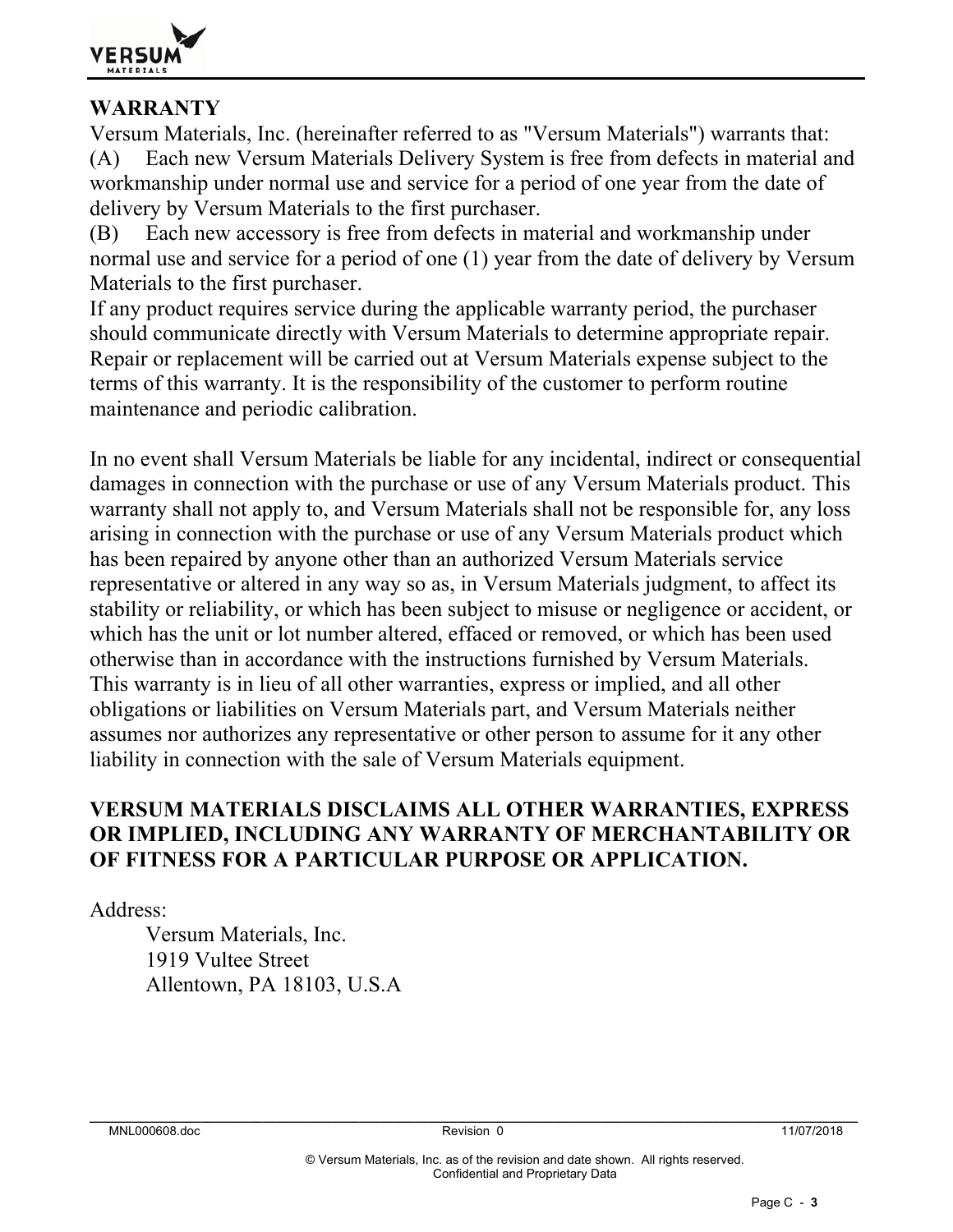## WARRANTY

Versum Materials, Inc. (hereinafter referred to as "Versum Materials") warrants that:

(A) Each new Versum Materials Delivery System is free from defects in material and workmanship under normal use and service for a period of one year from the date of delivery by Versum Materials to the first purchaser.

(B) Each new accessory is free from defects in material and workmanship under normal use and service for a period of one (1) year from the date of delivery by Versum Materials to the first purchaser.

If any product requires service during the applicable warranty period, the purchaser should communicate directly with Versum Materials to determine appropriate repair. Repair or replacement will be carried out at Versum Materials expense subject to the terms of this warranty. It is the responsibility of the customer to perform routine maintenance and periodic calibration.

In no event shall Versum Materials be liable for any incidental, indirect or consequential damages in connection with the purchase or use of any Versum Materials product. This warranty shall not apply to, and Versum Materials shall not be responsible for, any loss arising in connection with the purchase or use of any Versum Materials product which has been repaired by anyone other than an authorized Versum Materials service representative or altered in any way so as, in Versum Materials judgment, to affect its stability or reliability, or which has been subject to misuse or negligence or accident, or which has the unit or lot number altered, effaced or removed, or which has been used otherwise than in accordance with the instructions furnished by Versum Materials. This warranty is in lieu of all other warranties, express or implied, and all other obligations or liabilities on Versum Materials part, and Versum Materials neither assumes nor authorizes any representative or other person to assume for it any other liability in connection with the sale of Versum Materials equipment.

**VERSUM MATERIALS DISCLAIMS ALL OTHER WARRANTIES, EXPRESS OR IMPLIED, INCLUDING ANY WARRANTY OF MERCHANTABILITY OR OF FITNESS FOR A PARTICULAR PURPOSE OR APPLICATION.**

Address:

Versum Materials, Inc.
1919 Vultee Street
Allentown, PA 18103, U.S.A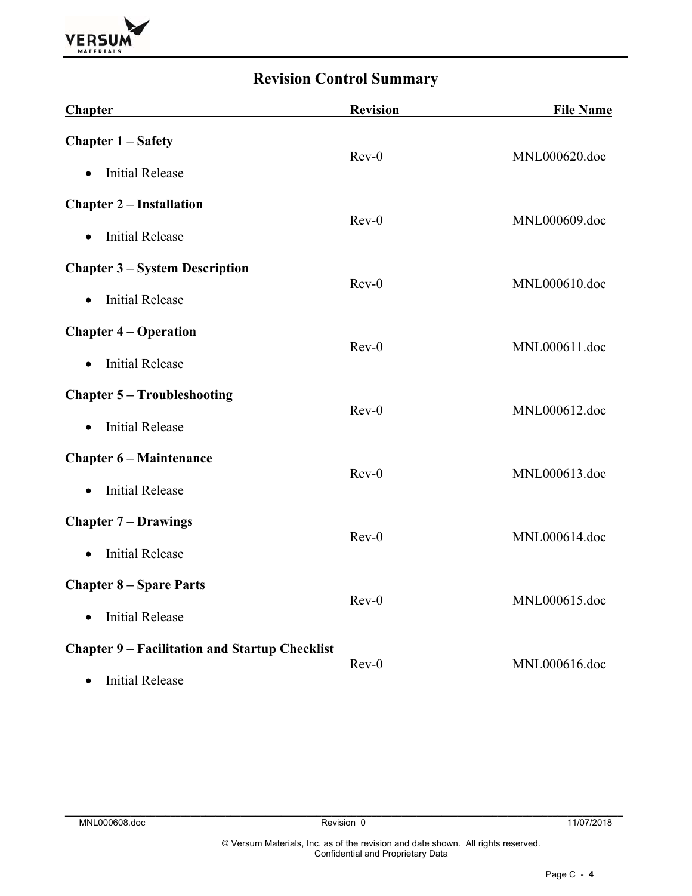# Revision Control Summary

| Chapter | Revision | File Name |
|---|---|---|
| **Chapter 1 – Safety**<br>• Initial Release | Rev-0 | MNL000620.doc |
| **Chapter 2 – Installation**<br>• Initial Release | Rev-0 | MNL000609.doc |
| **Chapter 3 – System Description**<br>• Initial Release | Rev-0 | MNL000610.doc |
| **Chapter 4 – Operation**<br>• Initial Release | Rev-0 | MNL000611.doc |
| **Chapter 5 – Troubleshooting**<br>• Initial Release | Rev-0 | MNL000612.doc |
| **Chapter 6 – Maintenance**<br>• Initial Release | Rev-0 | MNL000613.doc |
| **Chapter 7 – Drawings**<br>• Initial Release | Rev-0 | MNL000614.doc |
| **Chapter 8 – Spare Parts**<br>• Initial Release | Rev-0 | MNL000615.doc |
| **Chapter 9 – Facilitation and Startup Checklist**<br>• Initial Release | Rev-0 | MNL000616.doc |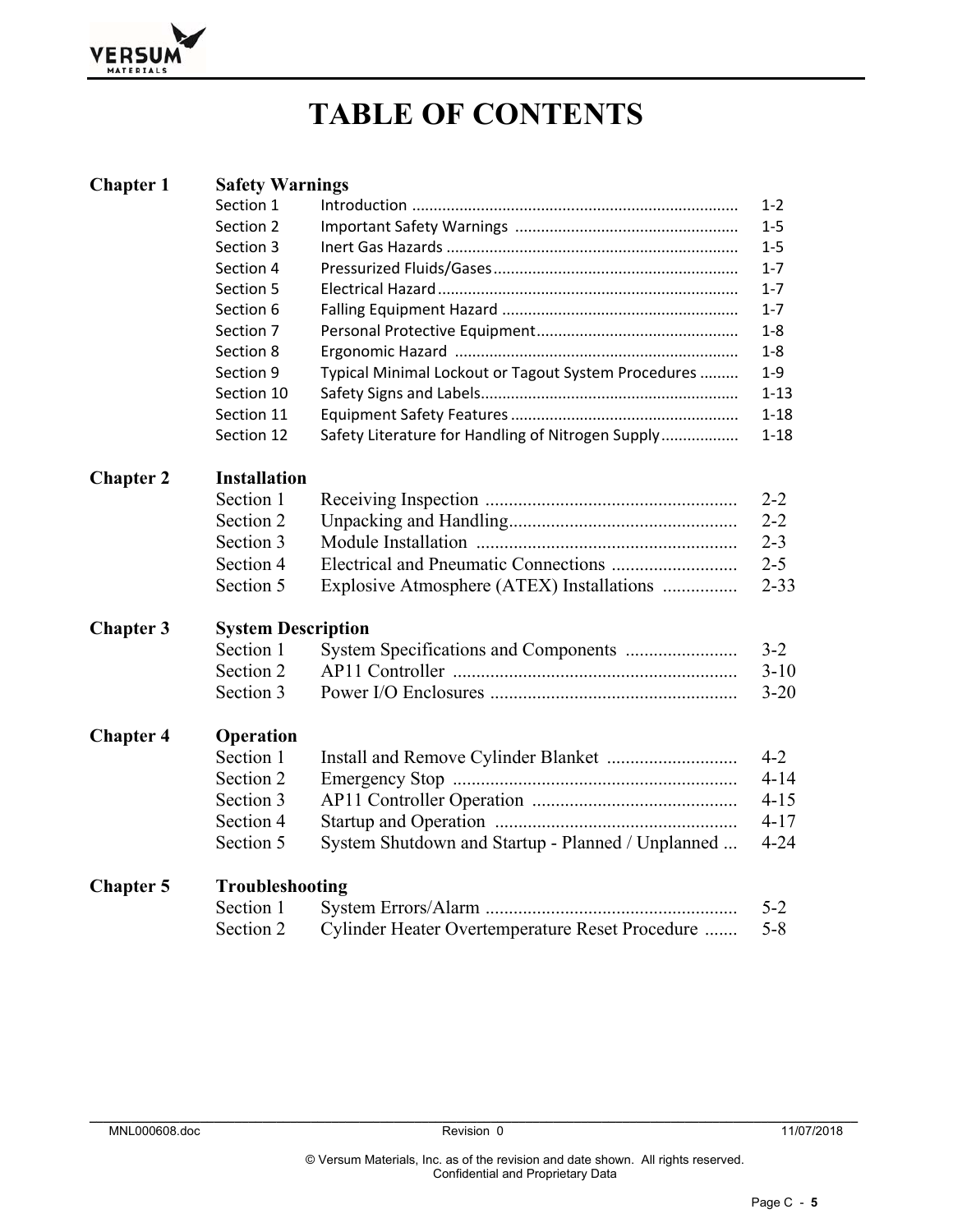# TABLE OF CONTENTS

## Chapter 1 Safety Warnings

| | | |
|---|---|---|
| Section 1 | Introduction | 1-2 |
| Section 2 | Important Safety Warnings | 1-5 |
| Section 3 | Inert Gas Hazards | 1-5 |
| Section 4 | Pressurized Fluids/Gases | 1-7 |
| Section 5 | Electrical Hazard | 1-7 |
| Section 6 | Falling Equipment Hazard | 1-7 |
| Section 7 | Personal Protective Equipment | 1-8 |
| Section 8 | Ergonomic Hazard | 1-8 |
| Section 9 | Typical Minimal Lockout or Tagout System Procedures | 1-9 |
| Section 10 | Safety Signs and Labels | 1-13 |
| Section 11 | Equipment Safety Features | 1-18 |
| Section 12 | Safety Literature for Handling of Nitrogen Supply | 1-18 |

## Chapter 2 Installation

| | | |
|---|---|---|
| Section 1 | Receiving Inspection | 2-2 |
| Section 2 | Unpacking and Handling | 2-2 |
| Section 3 | Module Installation | 2-3 |
| Section 4 | Electrical and Pneumatic Connections | 2-5 |
| Section 5 | Explosive Atmosphere (ATEX) Installations | 2-33 |

## Chapter 3 System Description

| | | |
|---|---|---|
| Section 1 | System Specifications and Components | 3-2 |
| Section 2 | AP11 Controller | 3-10 |
| Section 3 | Power I/O Enclosures | 3-20 |

## Chapter 4 Operation

| | | |
|---|---|---|
| Section 1 | Install and Remove Cylinder Blanket | 4-2 |
| Section 2 | Emergency Stop | 4-14 |
| Section 3 | AP11 Controller Operation | 4-15 |
| Section 4 | Startup and Operation | 4-17 |
| Section 5 | System Shutdown and Startup - Planned / Unplanned | 4-24 |

## Chapter 5 Troubleshooting

| | | |
|---|---|---|
| Section 1 | System Errors/Alarm | 5-2 |
| Section 2 | Cylinder Heater Overtemperature Reset Procedure | 5-8 |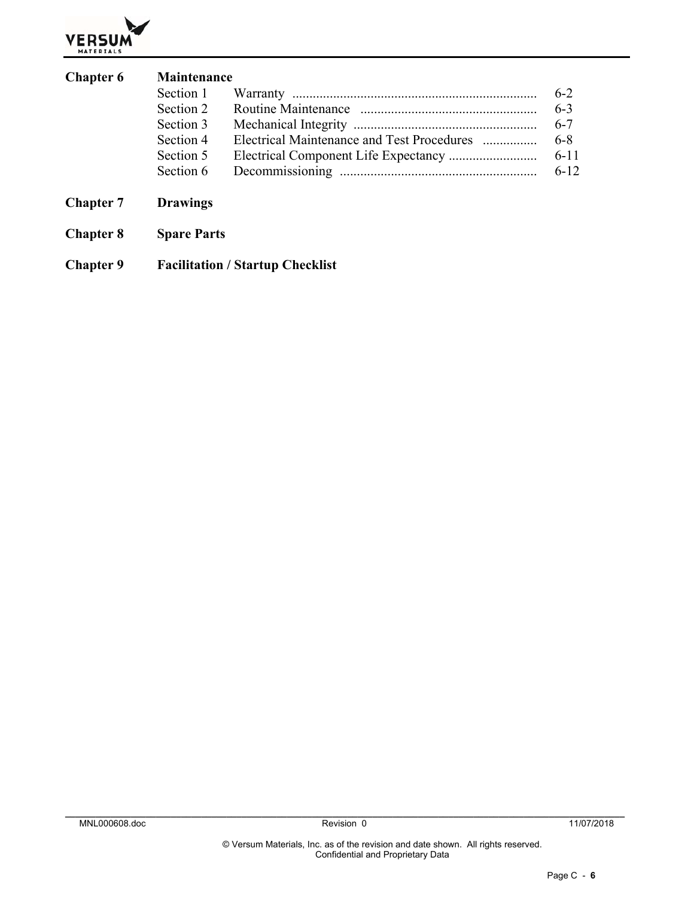**Chapter 6 Maintenance**

| | | |
|---|---|---|
| Section 1 | Warranty | 6-2 |
| Section 2 | Routine Maintenance | 6-3 |
| Section 3 | Mechanical Integrity | 6-7 |
| Section 4 | Electrical Maintenance and Test Procedures | 6-8 |
| Section 5 | Electrical Component Life Expectancy | 6-11 |
| Section 6 | Decommissioning | 6-12 |

**Chapter 7 Drawings**

**Chapter 8 Spare Parts**

**Chapter 9 Facilitation / Startup Checklist**